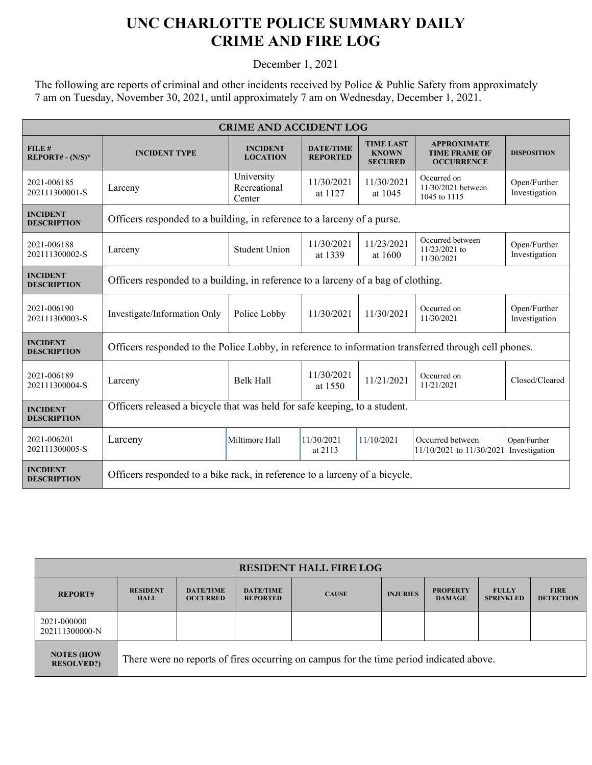# UNC CHARLOTTE POLICE SUMMARY DAILY CRIME AND FIRE LOG

December 1, 2021

The following are reports of criminal and other incidents received by Police & Public Safety from approximately 7 am on Tuesday, November 30, 2021, until approximately 7 am on Wednesday, December 1, 2021.

| CRIME AND ACCIDENT LOG | | | | | | |
|---|---|---|---|---|---|---|
| **FILE # REPORT# - (N/S)*** | **INCIDENT TYPE** | **INCIDENT LOCATION** | **DATE/TIME REPORTED** | **TIME LAST KNOWN SECURED** | **APPROXIMATE TIME FRAME OF OCCURRENCE** | **DISPOSITION** |
| 2021-006185 202111300001-S | Larceny | University Recreational Center | 11/30/2021 at 1127 | 11/30/2021 at 1045 | Occurred on 11/30/2021 between 1045 to 1115 | Open/Further Investigation |
| **INCIDENT DESCRIPTION** | Officers responded to a building, in reference to a larceny of a purse. | | | | | |
| 2021-006188 202111300002-S | Larceny | Student Union | 11/30/2021 at 1339 | 11/23/2021 at 1600 | Occurred between 11/23/2021 to 11/30/2021 | Open/Further Investigation |
| **INCIDENT DESCRIPTION** | Officers responded to a building, in reference to a larceny of a bag of clothing. | | | | | |
| 2021-006190 202111300003-S | Investigate/Information Only | Police Lobby | 11/30/2021 | 11/30/2021 | Occurred on 11/30/2021 | Open/Further Investigation |
| **INCIDENT DESCRIPTION** | Officers responded to the Police Lobby, in reference to information transferred through cell phones. | | | | | |
| 2021-006189 202111300004-S | Larceny | Belk Hall | 11/30/2021 at 1550 | 11/21/2021 | Occurred on 11/21/2021 | Closed/Cleared |
| **INCIDENT DESCRIPTION** | Officers released a bicycle that was held for safe keeping, to a student. | | | | | |
| 2021-006201 202111300005-S | Larceny | Miltimore Hall | 11/30/2021 at 2113 | 11/10/2021 | Occurred between 11/10/2021 to 11/30/2021 | Open/Further Investigation |
| **INCDIENT DESCRIPTION** | Officers responded to a bike rack, in reference to a larceny of a bicycle. | | | | | |

| RESIDENT HALL FIRE LOG | | | | | | | | |
|---|---|---|---|---|---|---|---|---|
| **REPORT#** | **RESIDENT HALL** | **DATE/TIME OCCURRED** | **DATE/TIME REPORTED** | **CAUSE** | **INJURIES** | **PROPERTY DAMAGE** | **FULLY SPRINKLED** | **FIRE DETECTION** |
| 2021-000000 202111300000-N | | | | | | | | |
| **NOTES (HOW RESOLVED?)** | There were no reports of fires occurring on campus for the time period indicated above. | | | | | | | |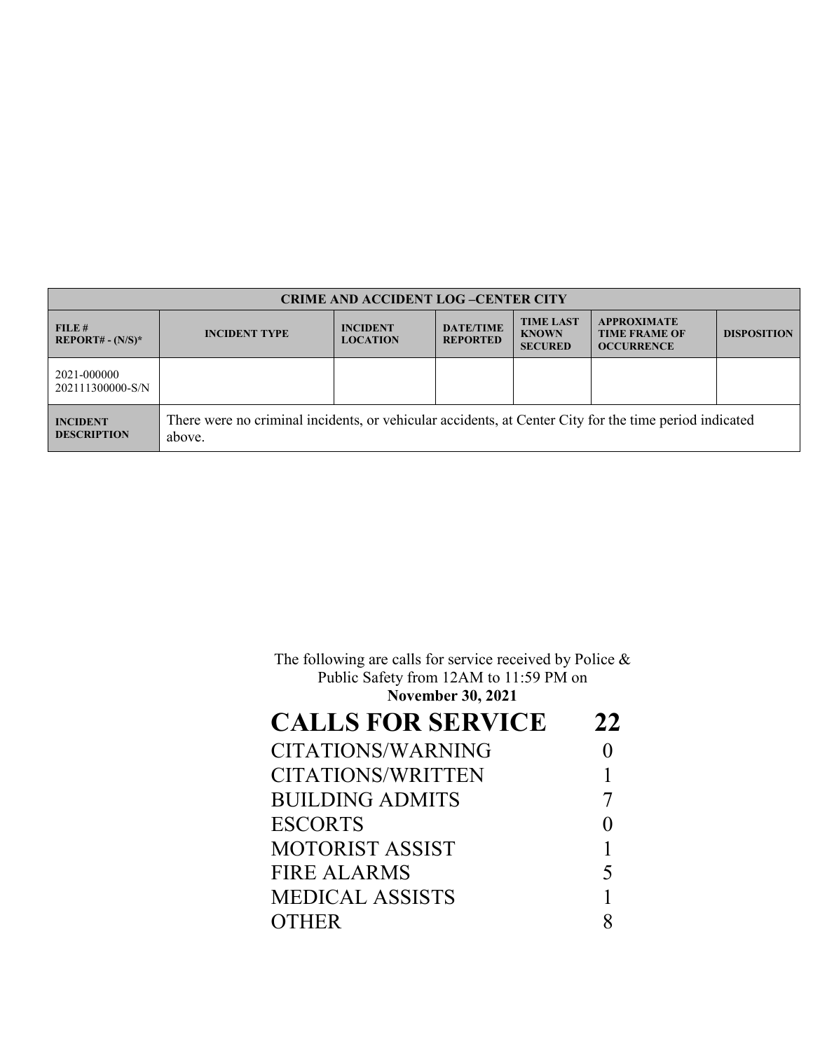| CRIME AND ACCIDENT LOG –CENTER CITY | | | | | | |
|---|---|---|---|---|---|---|
| **FILE # REPORT# - (N/S)*** | **INCIDENT TYPE** | **INCIDENT LOCATION** | **DATE/TIME REPORTED** | **TIME LAST KNOWN SECURED** | **APPROXIMATE TIME FRAME OF OCCURRENCE** | **DISPOSITION** |
| 2021-000000 202111300000-S/N | | | | | | |
| **INCIDENT DESCRIPTION** | There were no criminal incidents, or vehicular accidents, at Center City for the time period indicated above. | | | | | |

The following are calls for service received by Police & Public Safety from 12AM to 11:59 PM on
**November 30, 2021**

| | |
|---|---|
| **CALLS FOR SERVICE** | **22** |
| CITATIONS/WARNING | 0 |
| CITATIONS/WRITTEN | 1 |
| BUILDING ADMITS | 7 |
| ESCORTS | 0 |
| MOTORIST ASSIST | 1 |
| FIRE ALARMS | 5 |
| MEDICAL ASSISTS | 1 |
| OTHER | 8 |